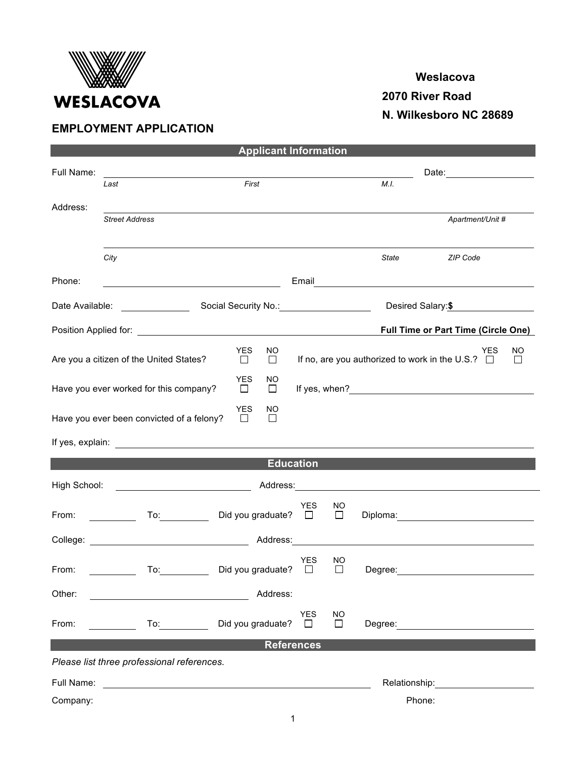**WESLACOVA**

**Weslacova**
**2070 River Road**
**N. Wilkesboro NC 28689**

# EMPLOYMENT APPLICATION

## Applicant Information

Full Name: ______________________________________________ Date: ____________
*Last* *First* *M.I.*

Address: ______________________________________________
*Street Address* *Apartment/Unit #*

______________________________________________
*City* *State* *ZIP Code*

Phone: ____________________ Email ____________________

Date Available: __________ Social Security No.: __________ Desired Salary: **$** __________

Position Applied for: ____________________ **Full Time or Part Time (Circle One)**

Are you a citizen of the United States? YES ☐ NO ☐ If no, are you authorized to work in the U.S.? YES ☐ NO ☐

Have you ever worked for this company? YES ☐ NO ☐ If yes, when? ____________________

Have you ever been convicted of a felony? YES ☐ NO ☐

If yes, explain: ______________________________________________

## Education

High School: ____________________ Address: ____________________

From: ________ To: ________ Did you graduate? YES ☐ NO ☐ Diploma: ____________________

College: ____________________ Address: ____________________

From: ________ To: ________ Did you graduate? YES ☐ NO ☐ Degree: ____________________

Other: ____________________ Address:

From: ________ To: ________ Did you graduate? YES ☐ NO ☐ Degree: ____________________

## References

*Please list three professional references.*

Full Name: ____________________ Relationship: ____________________

Company: Phone: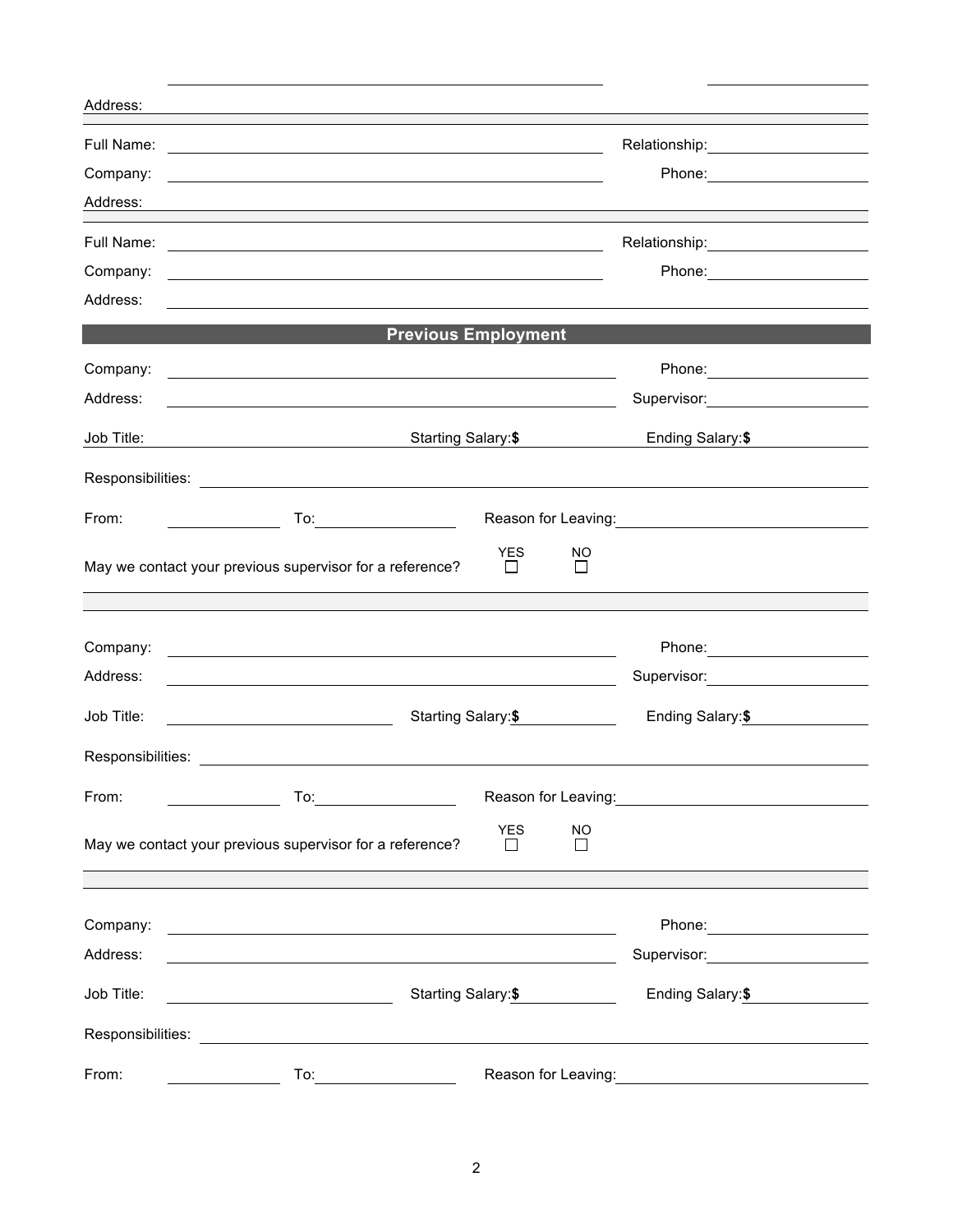Address:

Full Name: Relationship:
Company: Phone:
Address:

Full Name: Relationship:
Company: Phone:
Address:

## Previous Employment

Company: Phone:
Address: Supervisor:
Job Title: Starting Salary:$ Ending Salary:$
Responsibilities:
From: To: Reason for Leaving:
May we contact your previous supervisor for a reference? YES ☐ NO ☐

Company: Phone:
Address: Supervisor:
Job Title: Starting Salary:$ Ending Salary:$
Responsibilities:
From: To: Reason for Leaving:
May we contact your previous supervisor for a reference? YES ☐ NO ☐

Company: Phone:
Address: Supervisor:
Job Title: Starting Salary:$ Ending Salary:$
Responsibilities:
From: To: Reason for Leaving: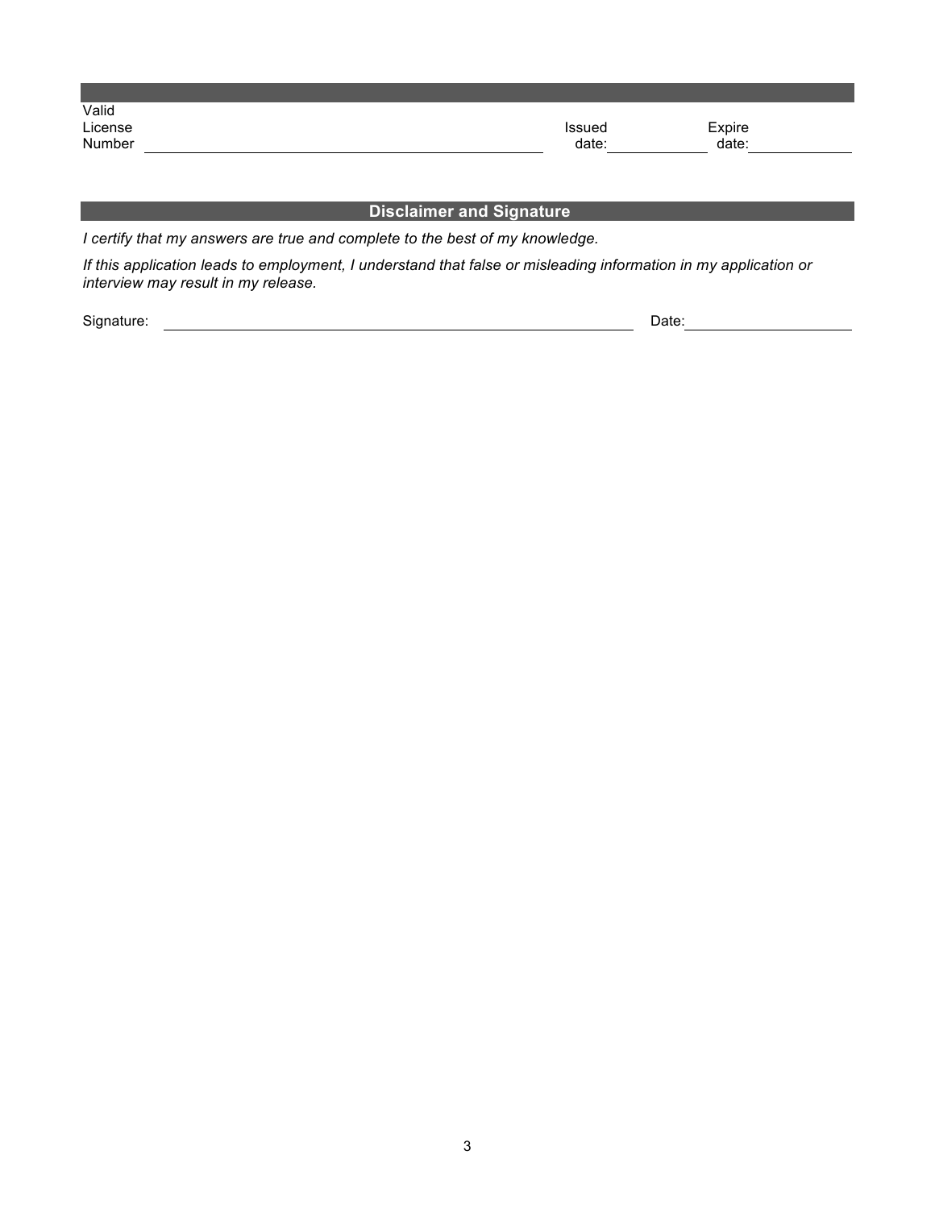Valid License Number \_\_\_\_\_\_\_\_\_\_\_\_\_\_\_\_\_\_\_\_\_\_\_\_ Issued date: \_\_\_\_\_\_\_\_\_\_ Expire date: \_\_\_\_\_\_\_\_\_\_

## Disclaimer and Signature

*I certify that my answers are true and complete to the best of my knowledge.*

*If this application leads to employment, I understand that false or misleading information in my application or interview may result in my release.*

Signature: \_\_\_\_\_\_\_\_\_\_\_\_\_\_\_\_\_\_\_\_\_\_\_\_\_\_\_\_\_\_ Date: \_\_\_\_\_\_\_\_\_\_\_\_